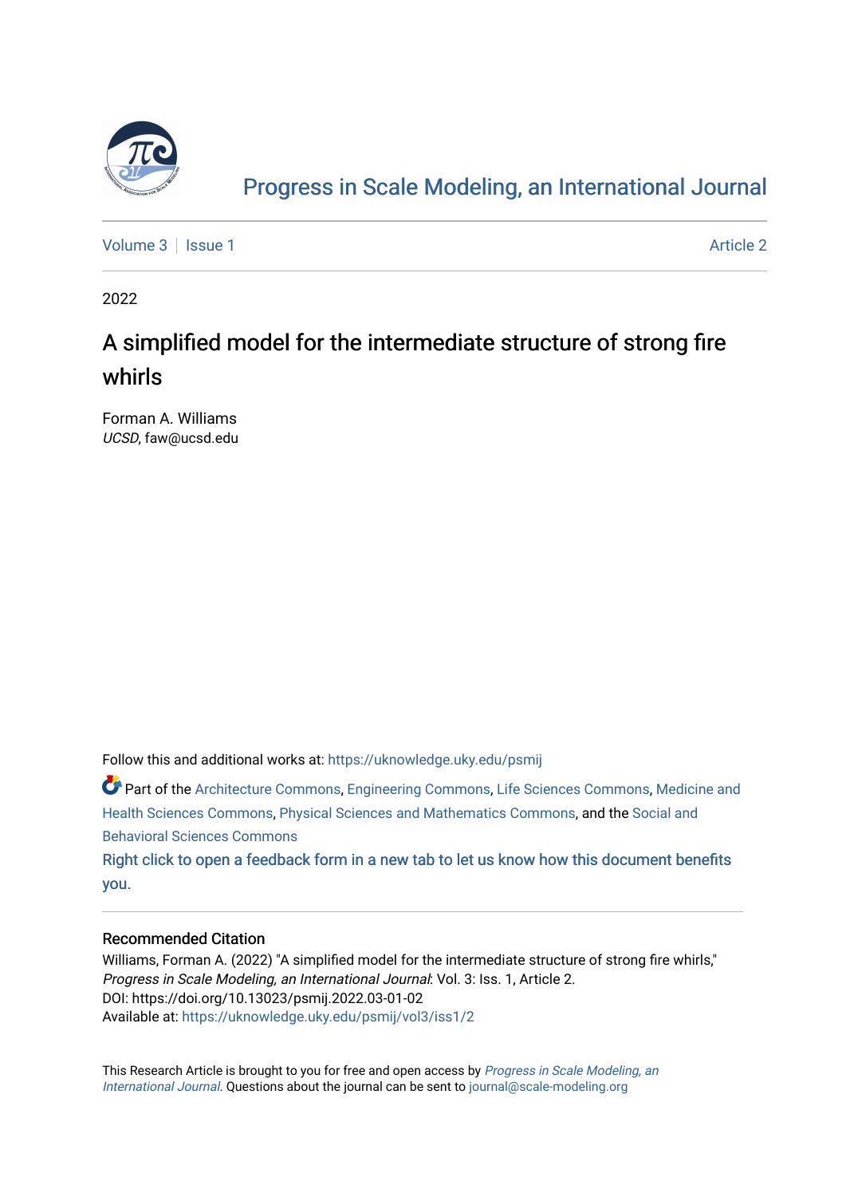# Progress in Scale Modeling, an International Journal

Volume 3 | Issue 1 | Article 2

2022

## A simplified model for the intermediate structure of strong fire whirls

Forman A. Williams
*UCSD*, faw@ucsd.edu

Follow this and additional works at: https://uknowledge.uky.edu/psmij

Part of the Architecture Commons, Engineering Commons, Life Sciences Commons, Medicine and Health Sciences Commons, Physical Sciences and Mathematics Commons, and the Social and Behavioral Sciences Commons

Right click to open a feedback form in a new tab to let us know how this document benefits you.

### Recommended Citation

Williams, Forman A. (2022) "A simplified model for the intermediate structure of strong fire whirls," *Progress in Scale Modeling, an International Journal*: Vol. 3: Iss. 1, Article 2.
DOI: https://doi.org/10.13023/psmij.2022.03-01-02
Available at: https://uknowledge.uky.edu/psmij/vol3/iss1/2

This Research Article is brought to you for free and open access by *Progress in Scale Modeling, an International Journal*. Questions about the journal can be sent to journal@scale-modeling.org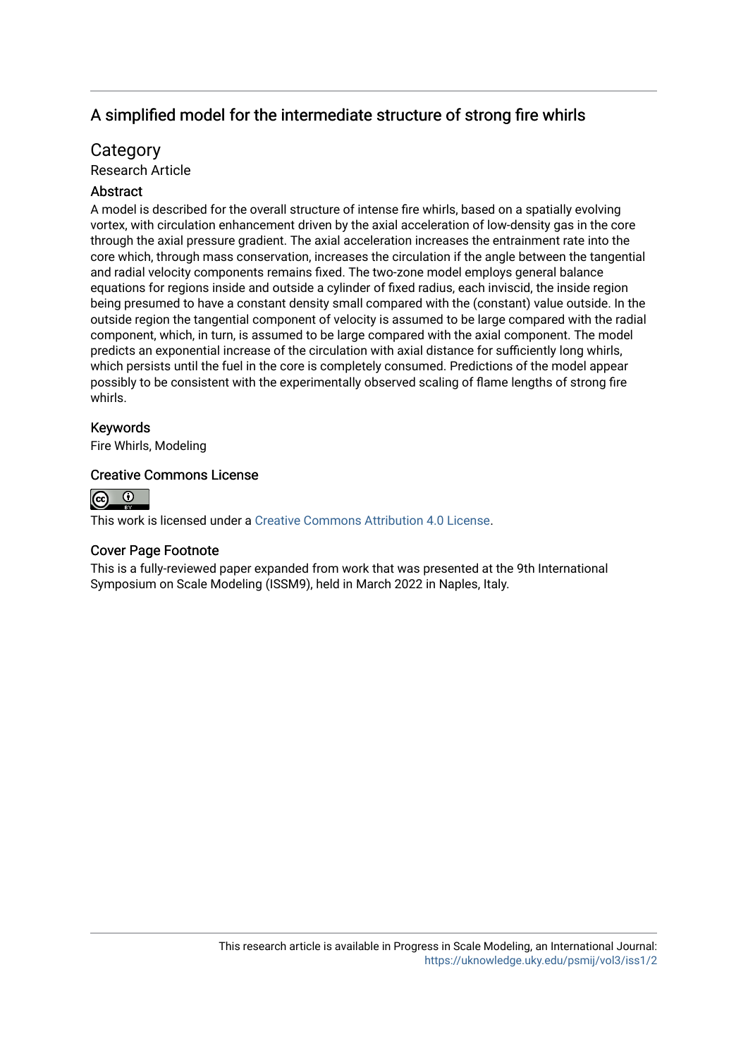# A simplified model for the intermediate structure of strong fire whirls

## Category

Research Article

## Abstract

A model is described for the overall structure of intense fire whirls, based on a spatially evolving vortex, with circulation enhancement driven by the axial acceleration of low-density gas in the core through the axial pressure gradient. The axial acceleration increases the entrainment rate into the core which, through mass conservation, increases the circulation if the angle between the tangential and radial velocity components remains fixed. The two-zone model employs general balance equations for regions inside and outside a cylinder of fixed radius, each inviscid, the inside region being presumed to have a constant density small compared with the (constant) value outside. In the outside region the tangential component of velocity is assumed to be large compared with the radial component, which, in turn, is assumed to be large compared with the axial component. The model predicts an exponential increase of the circulation with axial distance for sufficiently long whirls, which persists until the fuel in the core is completely consumed. Predictions of the model appear possibly to be consistent with the experimentally observed scaling of flame lengths of strong fire whirls.

## Keywords

Fire Whirls, Modeling

## Creative Commons License

This work is licensed under a Creative Commons Attribution 4.0 License.

## Cover Page Footnote

This is a fully-reviewed paper expanded from work that was presented at the 9th International Symposium on Scale Modeling (ISSM9), held in March 2022 in Naples, Italy.

This research article is available in Progress in Scale Modeling, an International Journal: https://uknowledge.uky.edu/psmij/vol3/iss1/2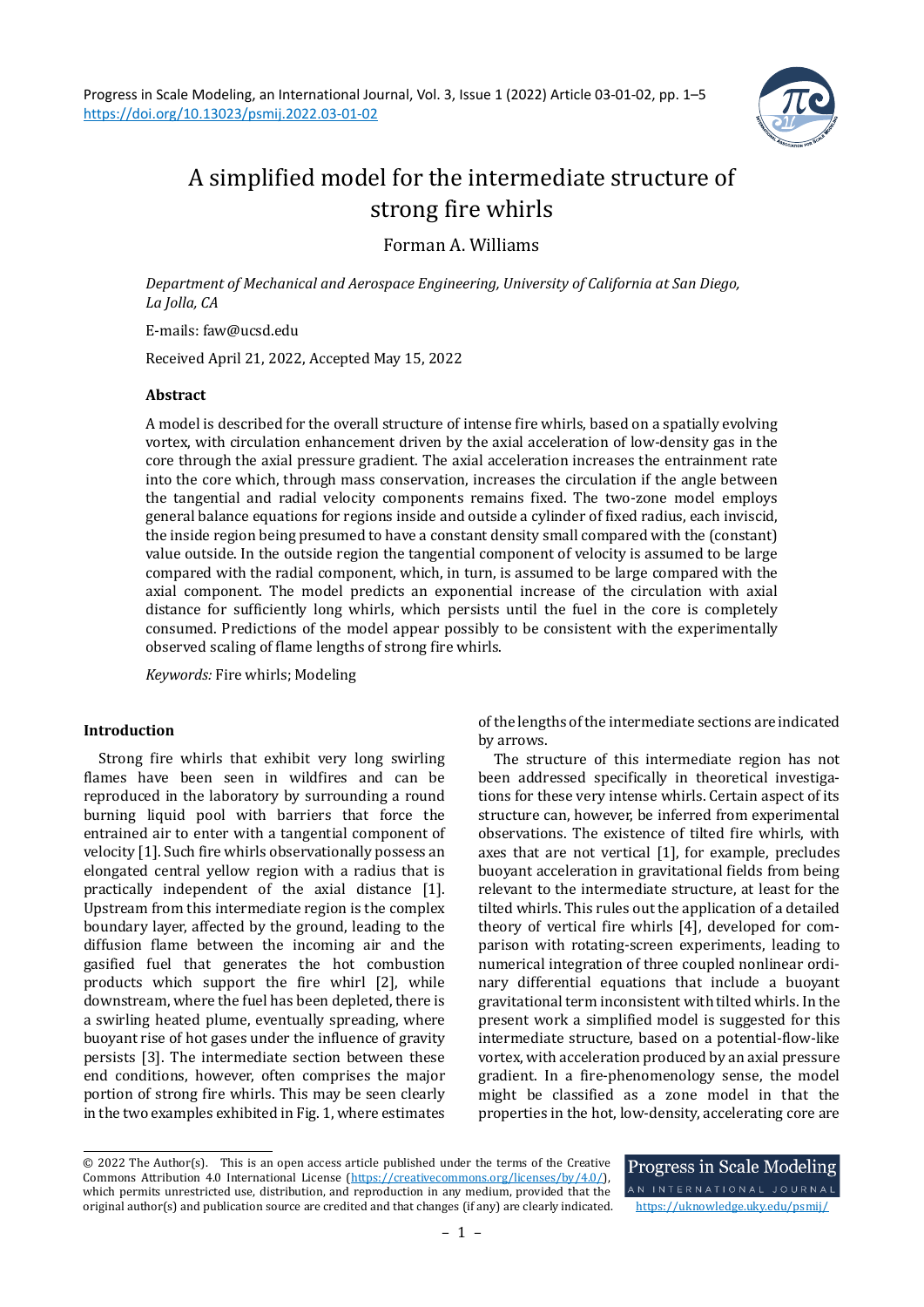# A simplified model for the intermediate structure of strong fire whirls

Forman A. Williams

*Department of Mechanical and Aerospace Engineering, University of California at San Diego, La Jolla, CA*

E-mails: faw@ucsd.edu

Received April 21, 2022, Accepted May 15, 2022

### Abstract

A model is described for the overall structure of intense fire whirls, based on a spatially evolving vortex, with circulation enhancement driven by the axial acceleration of low-density gas in the core through the axial pressure gradient. The axial acceleration increases the entrainment rate into the core which, through mass conservation, increases the circulation if the angle between the tangential and radial velocity components remains fixed. The two-zone model employs general balance equations for regions inside and outside a cylinder of fixed radius, each inviscid, the inside region being presumed to have a constant density small compared with the (constant) value outside. In the outside region the tangential component of velocity is assumed to be large compared with the radial component, which, in turn, is assumed to be large compared with the axial component. The model predicts an exponential increase of the circulation with axial distance for sufficiently long whirls, which persists until the fuel in the core is completely consumed. Predictions of the model appear possibly to be consistent with the experimentally observed scaling of flame lengths of strong fire whirls.

*Keywords:* Fire whirls; Modeling

## Introduction

Strong fire whirls that exhibit very long swirling flames have been seen in wildfires and can be reproduced in the laboratory by surrounding a round burning liquid pool with barriers that force the entrained air to enter with a tangential component of velocity [1]. Such fire whirls observationally possess an elongated central yellow region with a radius that is practically independent of the axial distance [1]. Upstream from this intermediate region is the complex boundary layer, affected by the ground, leading to the diffusion flame between the incoming air and the gasified fuel that generates the hot combustion products which support the fire whirl [2], while downstream, where the fuel has been depleted, there is a swirling heated plume, eventually spreading, where buoyant rise of hot gases under the influence of gravity persists [3]. The intermediate section between these end conditions, however, often comprises the major portion of strong fire whirls. This may be seen clearly in the two examples exhibited in Fig. 1, where estimates of the lengths of the intermediate sections are indicated by arrows.

The structure of this intermediate region has not been addressed specifically in theoretical investigations for these very intense whirls. Certain aspect of its structure can, however, be inferred from experimental observations. The existence of tilted fire whirls, with axes that are not vertical [1], for example, precludes buoyant acceleration in gravitational fields from being relevant to the intermediate structure, at least for the tilted whirls. This rules out the application of a detailed theory of vertical fire whirls [4], developed for comparison with rotating-screen experiments, leading to numerical integration of three coupled nonlinear ordinary differential equations that include a buoyant gravitational term inconsistent with tilted whirls. In the present work a simplified model is suggested for this intermediate structure, based on a potential-flow-like vortex, with acceleration produced by an axial pressure gradient. In a fire-phenomenology sense, the model might be classified as a zone model in that the properties in the hot, low-density, accelerating core are

© 2022 The Author(s). This is an open access article published under the terms of the Creative Commons Attribution 4.0 International License (https://creativecommons.org/licenses/by/4.0/), which permits unrestricted use, distribution, and reproduction in any medium, provided that the original author(s) and publication source are credited and that changes (if any) are clearly indicated.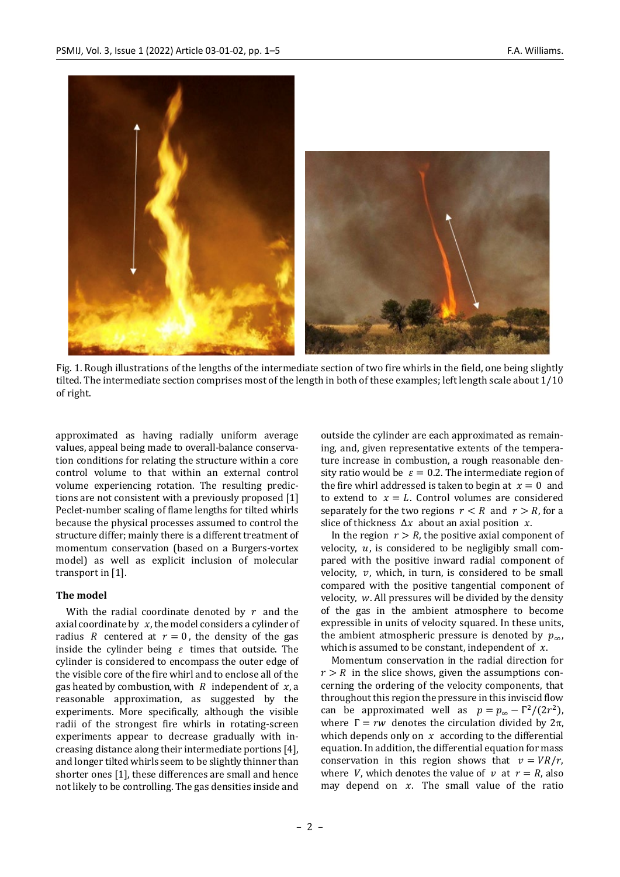Fig. 1. Rough illustrations of the lengths of the intermediate section of two fire whirls in the field, one being slightly tilted. The intermediate section comprises most of the length in both of these examples; left length scale about 1/10 of right.

approximated as having radially uniform average values, appeal being made to overall-balance conservation conditions for relating the structure within a core control volume to that within an external control volume experiencing rotation. The resulting predictions are not consistent with a previously proposed [1] Peclet-number scaling of flame lengths for tilted whirls because the physical processes assumed to control the structure differ; mainly there is a different treatment of momentum conservation (based on a Burgers-vortex model) as well as explicit inclusion of molecular transport in [1].

**The model**

With the radial coordinate denoted by $r$ and the axial coordinate by $x$, the model considers a cylinder of radius $R$ centered at $r = 0$, the density of the gas inside the cylinder being $\varepsilon$ times that outside. The cylinder is considered to encompass the outer edge of the visible core of the fire whirl and to enclose all of the gas heated by combustion, with $R$ independent of $x$, a reasonable approximation, as suggested by the experiments. More specifically, although the visible radii of the strongest fire whirls in rotating-screen experiments appear to decrease gradually with increasing distance along their intermediate portions [4], and longer tilted whirls seem to be slightly thinner than shorter ones [1], these differences are small and hence not likely to be controlling. The gas densities inside and outside the cylinder are each approximated as remaining, and, given representative extents of the temperature increase in combustion, a rough reasonable density ratio would be $\varepsilon = 0.2$. The intermediate region of the fire whirl addressed is taken to begin at $x = 0$ and to extend to $x = L$. Control volumes are considered separately for the two regions $r < R$ and $r > R$, for a slice of thickness $\Delta x$ about an axial position $x$.

In the region $r > R$, the positive axial component of velocity, $u$, is considered to be negligibly small compared with the positive inward radial component of velocity, $v$, which, in turn, is considered to be small compared with the positive tangential component of velocity, $w$. All pressures will be divided by the density of the gas in the ambient atmosphere to become expressible in units of velocity squared. In these units, the ambient atmospheric pressure is denoted by $p_\infty$, which is assumed to be constant, independent of $x$.

Momentum conservation in the radial direction for $r > R$ in the slice shows, given the assumptions concerning the ordering of the velocity components, that throughout this region the pressure in this inviscid flow can be approximated well as $p = p_\infty - \Gamma^2/(2r^2)$, where $\Gamma = rw$ denotes the circulation divided by $2\pi$, which depends only on $x$ according to the differential equation. In addition, the differential equation for mass conservation in this region shows that $v = VR/r$, where $V$, which denotes the value of $v$ at $r = R$, also may depend on $x$. The small value of the ratio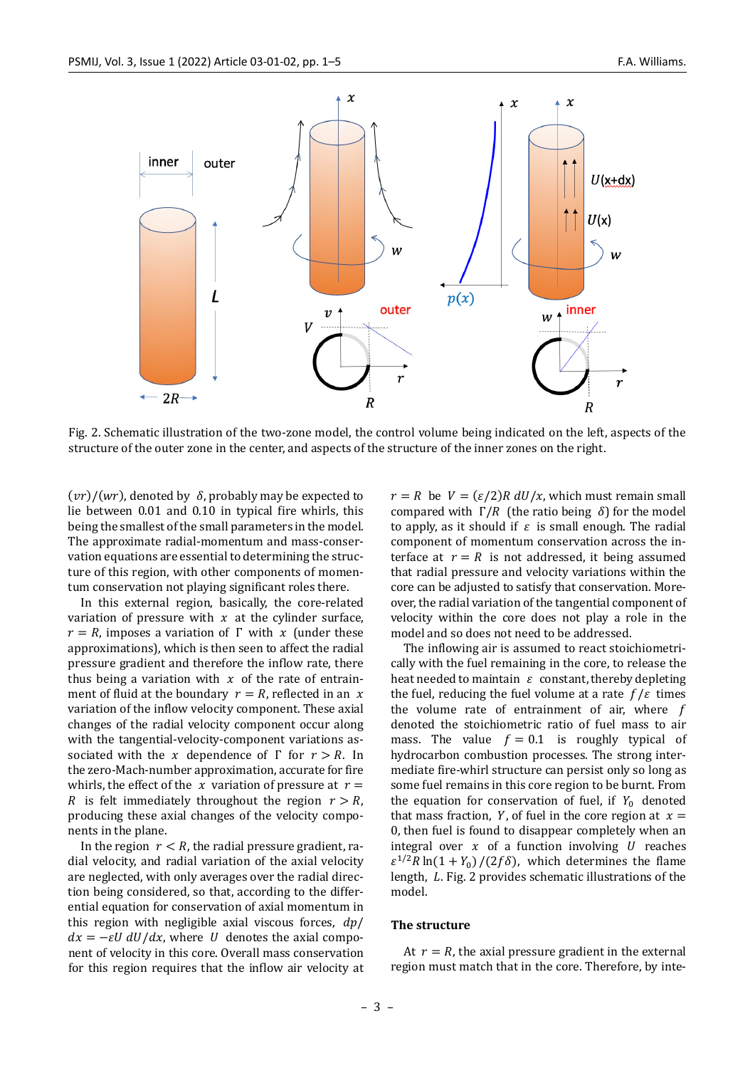Fig. 2. Schematic illustration of the two-zone model, the control volume being indicated on the left, aspects of the structure of the outer zone in the center, and aspects of the structure of the inner zones on the right.

$(vr)/(wr)$, denoted by $\delta$, probably may be expected to lie between 0.01 and 0.10 in typical fire whirls, this being the smallest of the small parameters in the model. The approximate radial-momentum and mass-conservation equations are essential to determining the structure of this region, with other components of momentum conservation not playing significant roles there.

In this external region, basically, the core-related variation of pressure with $x$ at the cylinder surface, $r = R$, imposes a variation of $\Gamma$ with $x$ (under these approximations), which is then seen to affect the radial pressure gradient and therefore the inflow rate, there thus being a variation with $x$ of the rate of entrainment of fluid at the boundary $r = R$, reflected in an $x$ variation of the inflow velocity component. These axial changes of the radial velocity component occur along with the tangential-velocity-component variations associated with the $x$ dependence of $\Gamma$ for $r > R$. In the zero-Mach-number approximation, accurate for fire whirls, the effect of the $x$ variation of pressure at $r = R$ is felt immediately throughout the region $r > R$, producing these axial changes of the velocity components in the plane.

In the region $r < R$, the radial pressure gradient, radial velocity, and radial variation of the radial velocity are neglected, with only averages over the radial direction being considered, so that, according to the differential equation for conservation of axial momentum in this region with negligible axial viscous forces, $dp/dx = -\varepsilon U\, dU/dx$, where $U$ denotes the axial component of velocity in this core. Overall mass conservation for this region requires that the inflow air velocity at $r = R$ be $V = (\varepsilon/2)R\, dU/x$, which must remain small compared with $\Gamma/R$ (the ratio being $\delta$) for the model to apply, as it should if $\varepsilon$ is small enough. The radial component of momentum conservation across the interface at $r = R$ is not addressed, it being assumed that radial pressure and velocity variations within the core can be adjusted to satisfy that conservation. Moreover, the radial variation of the tangential component of velocity within the core does not play a role in the model and so does not need to be addressed.

The inflowing air is assumed to react stoichiometrically with the fuel remaining in the core, to release the heat needed to maintain $\varepsilon$ constant, thereby depleting the fuel, reducing the fuel volume at a rate $f/\varepsilon$ times the volume rate of entrainment of air, where $f$ denoted the stoichiometric ratio of fuel mass to air mass. The value $f = 0.1$ is roughly typical of hydrocarbon combustion processes. The strong intermediate fire-whirl structure can persist only so long as some fuel remains in this core region to be burnt. From the equation for conservation of fuel, if $Y_0$ denoted that mass fraction, $Y$, of fuel in the core region at $x = 0$, then fuel is found to disappear completely when an integral over $x$ of a function involving $U$ reaches $\varepsilon^{1/2}R\ln(1 + Y_0)/(2f\delta)$, which determines the flame length, $L$. Fig. 2 provides schematic illustrations of the model.

## The structure

At $r = R$, the axial pressure gradient in the external region must match that in the core. Therefore, by inte-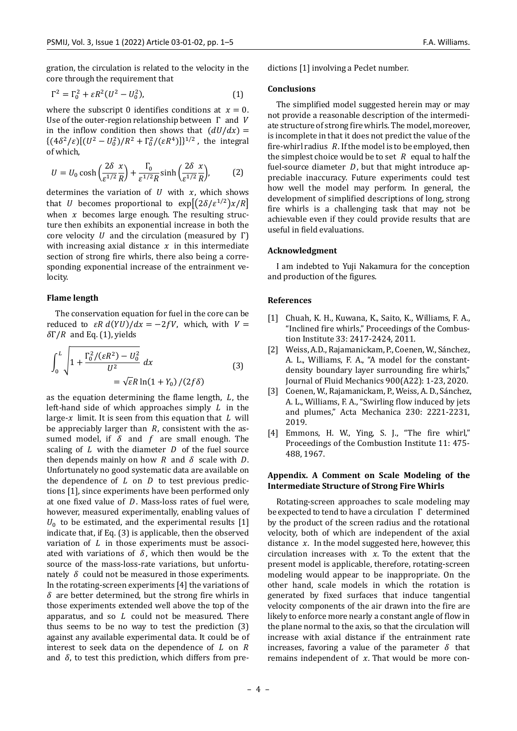gration, the circulation is related to the velocity in the core through the requirement that

$$\Gamma^2 = \Gamma_0^2 + \varepsilon R^2(U^2 - U_0^2), \tag{1}$$

where the subscript 0 identifies conditions at $x = 0$. Use of the outer-region relationship between $\Gamma$ and $V$ in the inflow condition then shows that $(dU/dx) = \{(4\delta^2/\varepsilon)[(U^2 - U_0^2)/R^2 + \Gamma_0^2/(\varepsilon R^4)]\}^{1/2}$, the integral of which,

$$U = U_0 \cosh\left(\frac{2\delta}{\varepsilon^{1/2}}\frac{x}{R}\right) + \frac{\Gamma_0}{\varepsilon^{1/2}R}\sinh\left(\frac{2\delta}{\varepsilon^{1/2}}\frac{x}{R}\right), \tag{2}$$

determines the variation of $U$ with $x$, which shows that $U$ becomes proportional to $\exp[(2\delta/\varepsilon^{1/2})x/R]$ when $x$ becomes large enough. The resulting structure then exhibits an exponential increase in both the core velocity $U$ and the circulation (measured by $\Gamma$) with increasing axial distance $x$ in this intermediate section of strong fire whirls, there also being a corresponding exponential increase of the entrainment velocity.

### Flame length

The conservation equation for fuel in the core can be reduced to $\varepsilon R\, d(YU)/dx = -2fV$, which, with $V = \delta\Gamma/R$ and Eq. (1), yields

$$\int_0^L \sqrt{1 + \frac{\Gamma_0^2/(\varepsilon R^2) - U_0^2}{U^2}}\, dx = \sqrt{\varepsilon}R\ln(1 + Y_0)/(2f\delta) \tag{3}$$

as the equation determining the flame length, $L$, the left-hand side of which approaches simply $L$ in the large-$x$ limit. It is seen from this equation that $L$ will be appreciably larger than $R$, consistent with the assumed model, if $\delta$ and $f$ are small enough. The scaling of $L$ with the diameter $D$ of the fuel source then depends mainly on how $R$ and $\delta$ scale with $D$. Unfortunately no good systematic data are available on the dependence of $L$ on $D$ to test previous predictions [1], since experiments have been performed only at one fixed value of $D$. Mass-loss rates of fuel were, however, measured experimentally, enabling values of $U_0$ to be estimated, and the experimental results [1] indicate that, if Eq. (3) is applicable, then the observed variation of $L$ in those experiments must be associated with variations of $\delta$, which then would be the source of the mass-loss-rate variations, but unfortunately $\delta$ could not be measured in those experiments. In the rotating-screen experiments [4] the variations of $\delta$ are better determined, but the strong fire whirls in those experiments extended well above the top of the apparatus, and so $L$ could not be measured. There thus seems to be no way to test the prediction (3) against any available experimental data. It could be of interest to seek data on the dependence of $L$ on $R$ and $\delta$, to test this prediction, which differs from predictions [1] involving a Peclet number.

### Conclusions

The simplified model suggested herein may or may not provide a reasonable description of the intermediate structure of strong fire whirls. The model, moreover, is incomplete in that it does not predict the value of the fire-whirl radius $R$. If the model is to be employed, then the simplest choice would be to set $R$ equal to half the fuel-source diameter $D$, but that might introduce appreciable inaccuracy. Future experiments could test how well the model may perform. In general, the development of simplified descriptions of long, strong fire whirls is a challenging task that may not be achievable even if they could provide results that are useful in field evaluations.

### Acknowledgment

I am indebted to Yuji Nakamura for the conception and production of the figures.

### References

[1] Chuah, K. H., Kuwana, K., Saito, K., Williams, F. A., "Inclined fire whirls," Proceedings of the Combustion Institute 33: 2417-2424, 2011.

[2] Weiss, A.D., Rajamanickam, P., Coenen, W., Sánchez, A. L., Williams, F. A., "A model for the constant-density boundary layer surrounding fire whirls," Journal of Fluid Mechanics 900(A22): 1-23, 2020.

[3] Coenen, W., Rajamanickam, P., Weiss, A. D., Sánchez, A. L., Williams, F. A., "Swirling flow induced by jets and plumes," Acta Mechanica 230: 2221-2231, 2019.

[4] Emmons, H. W., Ying, S. J., "The fire whirl," Proceedings of the Combustion Institute 11: 475-488, 1967.

### Appendix. A Comment on Scale Modeling of the Intermediate Structure of Strong Fire Whirls

Rotating-screen approaches to scale modeling may be expected to tend to have a circulation $\Gamma$ determined by the product of the screen radius and the rotational velocity, both of which are independent of the axial distance $x$. In the model suggested here, however, this circulation increases with $x$. To the extent that the present model is applicable, therefore, rotating-screen modeling would appear to be inappropriate. On the other hand, scale models in which the rotation is generated by fixed surfaces that induce tangential velocity components of the air drawn into the fire are likely to enforce more nearly a constant angle of flow in the plane normal to the axis, so that the circulation will increase with axial distance if the entrainment rate increases, favoring a value of the parameter $\delta$ that remains independent of $x$. That would be more con-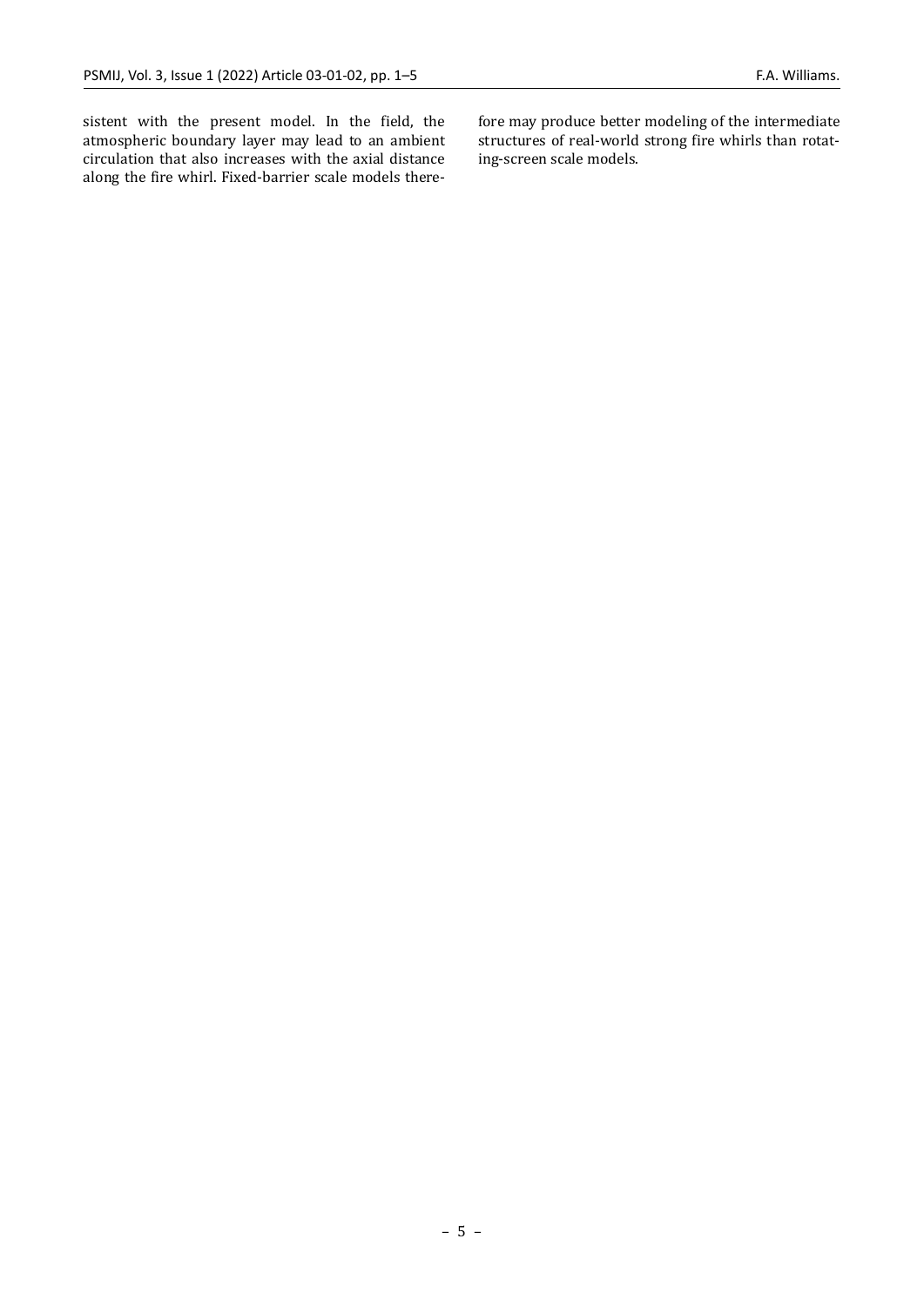sistent with the present model. In the field, the atmospheric boundary layer may lead to an ambient circulation that also increases with the axial distance along the fire whirl. Fixed-barrier scale models therefore may produce better modeling of the intermediate structures of real-world strong fire whirls than rotating-screen scale models.